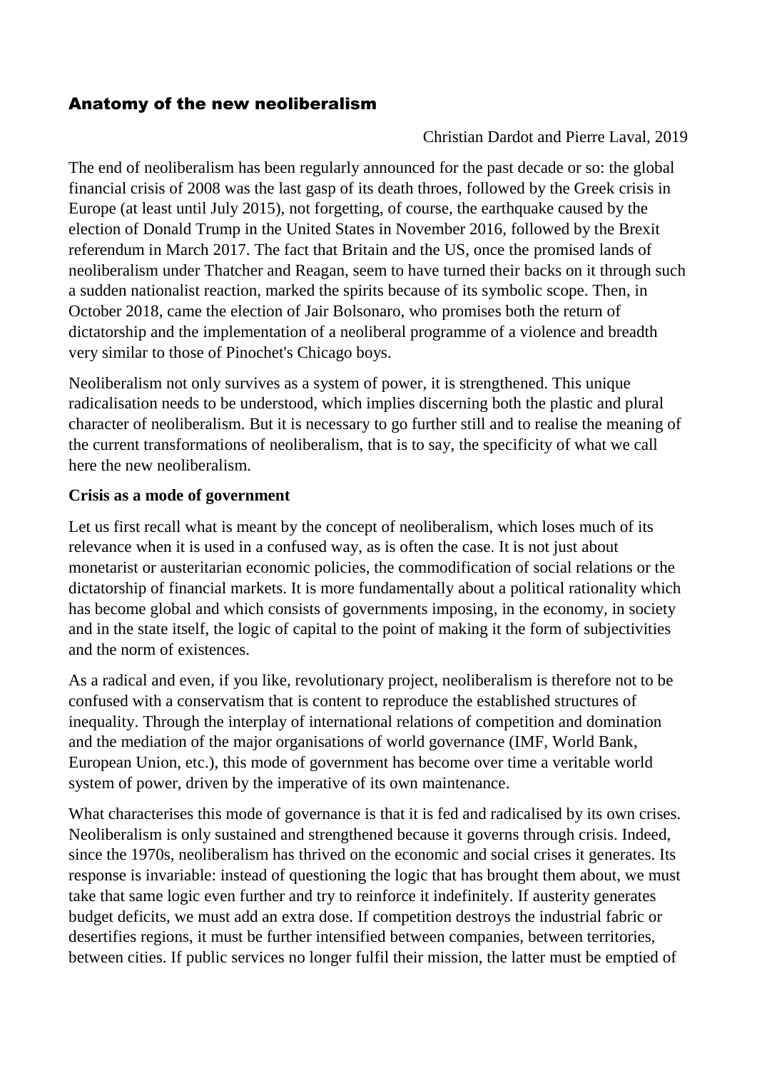# Anatomy of the new neoliberalism

Christian Dardot and Pierre Laval, 2019

The end of neoliberalism has been regularly announced for the past decade or so: the global financial crisis of 2008 was the last gasp of its death throes, followed by the Greek crisis in Europe (at least until July 2015), not forgetting, of course, the earthquake caused by the election of Donald Trump in the United States in November 2016, followed by the Brexit referendum in March 2017. The fact that Britain and the US, once the promised lands of neoliberalism under Thatcher and Reagan, seem to have turned their backs on it through such a sudden nationalist reaction, marked the spirits because of its symbolic scope. Then, in October 2018, came the election of Jair Bolsonaro, who promises both the return of dictatorship and the implementation of a neoliberal programme of a violence and breadth very similar to those of Pinochet's Chicago boys.

Neoliberalism not only survives as a system of power, it is strengthened. This unique radicalisation needs to be understood, which implies discerning both the plastic and plural character of neoliberalism. But it is necessary to go further still and to realise the meaning of the current transformations of neoliberalism, that is to say, the specificity of what we call here the new neoliberalism.

**Crisis as a mode of government**

Let us first recall what is meant by the concept of neoliberalism, which loses much of its relevance when it is used in a confused way, as is often the case. It is not just about monetarist or austeritarian economic policies, the commodification of social relations or the dictatorship of financial markets. It is more fundamentally about a political rationality which has become global and which consists of governments imposing, in the economy, in society and in the state itself, the logic of capital to the point of making it the form of subjectivities and the norm of existences.

As a radical and even, if you like, revolutionary project, neoliberalism is therefore not to be confused with a conservatism that is content to reproduce the established structures of inequality. Through the interplay of international relations of competition and domination and the mediation of the major organisations of world governance (IMF, World Bank, European Union, etc.), this mode of government has become over time a veritable world system of power, driven by the imperative of its own maintenance.

What characterises this mode of governance is that it is fed and radicalised by its own crises. Neoliberalism is only sustained and strengthened because it governs through crisis. Indeed, since the 1970s, neoliberalism has thrived on the economic and social crises it generates. Its response is invariable: instead of questioning the logic that has brought them about, we must take that same logic even further and try to reinforce it indefinitely. If austerity generates budget deficits, we must add an extra dose. If competition destroys the industrial fabric or desertifies regions, it must be further intensified between companies, between territories, between cities. If public services no longer fulfil their mission, the latter must be emptied of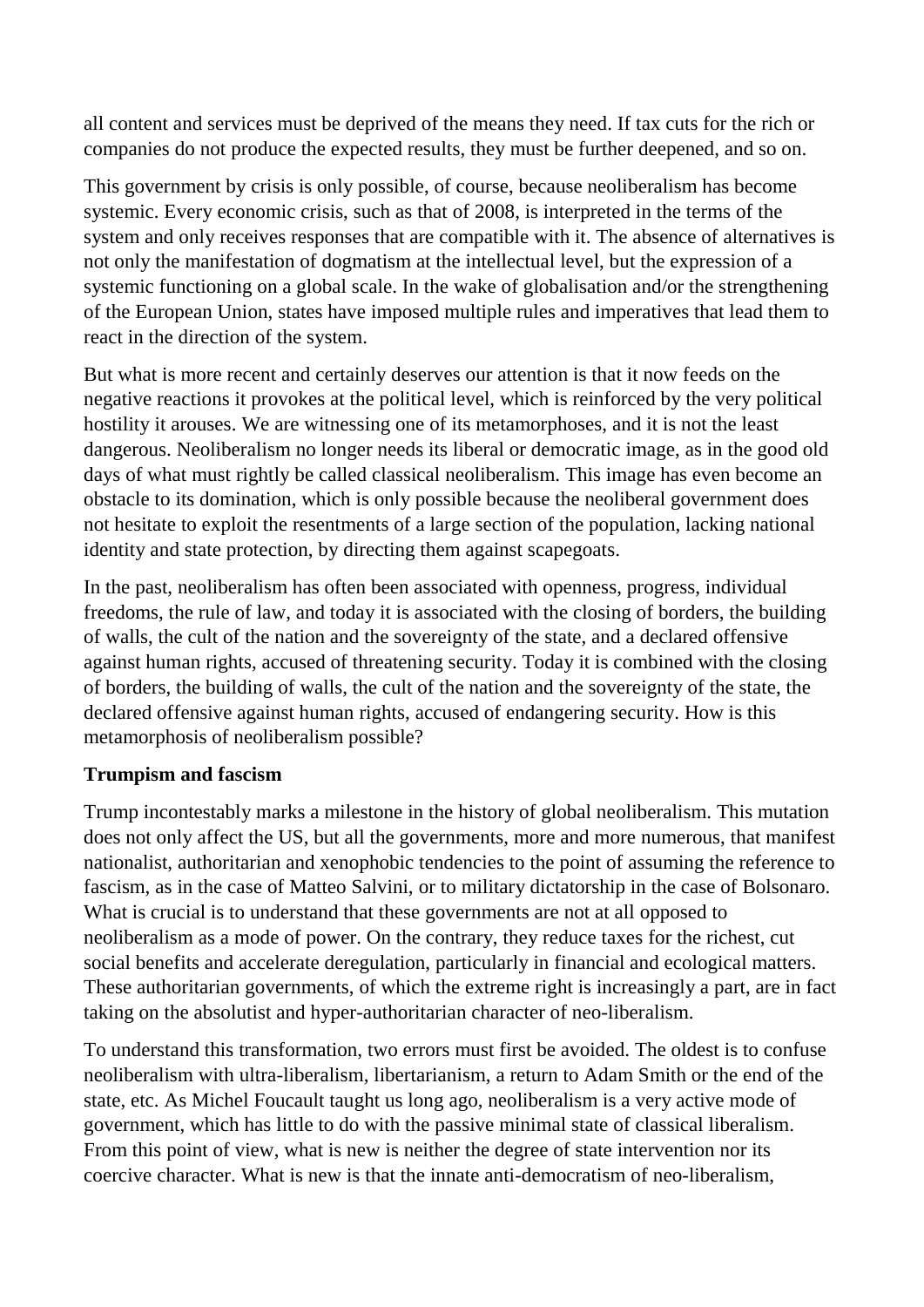all content and services must be deprived of the means they need. If tax cuts for the rich or companies do not produce the expected results, they must be further deepened, and so on.

This government by crisis is only possible, of course, because neoliberalism has become systemic. Every economic crisis, such as that of 2008, is interpreted in the terms of the system and only receives responses that are compatible with it. The absence of alternatives is not only the manifestation of dogmatism at the intellectual level, but the expression of a systemic functioning on a global scale. In the wake of globalisation and/or the strengthening of the European Union, states have imposed multiple rules and imperatives that lead them to react in the direction of the system.

But what is more recent and certainly deserves our attention is that it now feeds on the negative reactions it provokes at the political level, which is reinforced by the very political hostility it arouses. We are witnessing one of its metamorphoses, and it is not the least dangerous. Neoliberalism no longer needs its liberal or democratic image, as in the good old days of what must rightly be called classical neoliberalism. This image has even become an obstacle to its domination, which is only possible because the neoliberal government does not hesitate to exploit the resentments of a large section of the population, lacking national identity and state protection, by directing them against scapegoats.

In the past, neoliberalism has often been associated with openness, progress, individual freedoms, the rule of law, and today it is associated with the closing of borders, the building of walls, the cult of the nation and the sovereignty of the state, and a declared offensive against human rights, accused of threatening security. Today it is combined with the closing of borders, the building of walls, the cult of the nation and the sovereignty of the state, the declared offensive against human rights, accused of endangering security. How is this metamorphosis of neoliberalism possible?

**Trumpism and fascism**

Trump incontestably marks a milestone in the history of global neoliberalism. This mutation does not only affect the US, but all the governments, more and more numerous, that manifest nationalist, authoritarian and xenophobic tendencies to the point of assuming the reference to fascism, as in the case of Matteo Salvini, or to military dictatorship in the case of Bolsonaro. What is crucial is to understand that these governments are not at all opposed to neoliberalism as a mode of power. On the contrary, they reduce taxes for the richest, cut social benefits and accelerate deregulation, particularly in financial and ecological matters. These authoritarian governments, of which the extreme right is increasingly a part, are in fact taking on the absolutist and hyper-authoritarian character of neo-liberalism.

To understand this transformation, two errors must first be avoided. The oldest is to confuse neoliberalism with ultra-liberalism, libertarianism, a return to Adam Smith or the end of the state, etc. As Michel Foucault taught us long ago, neoliberalism is a very active mode of government, which has little to do with the passive minimal state of classical liberalism. From this point of view, what is new is neither the degree of state intervention nor its coercive character. What is new is that the innate anti-democratism of neo-liberalism,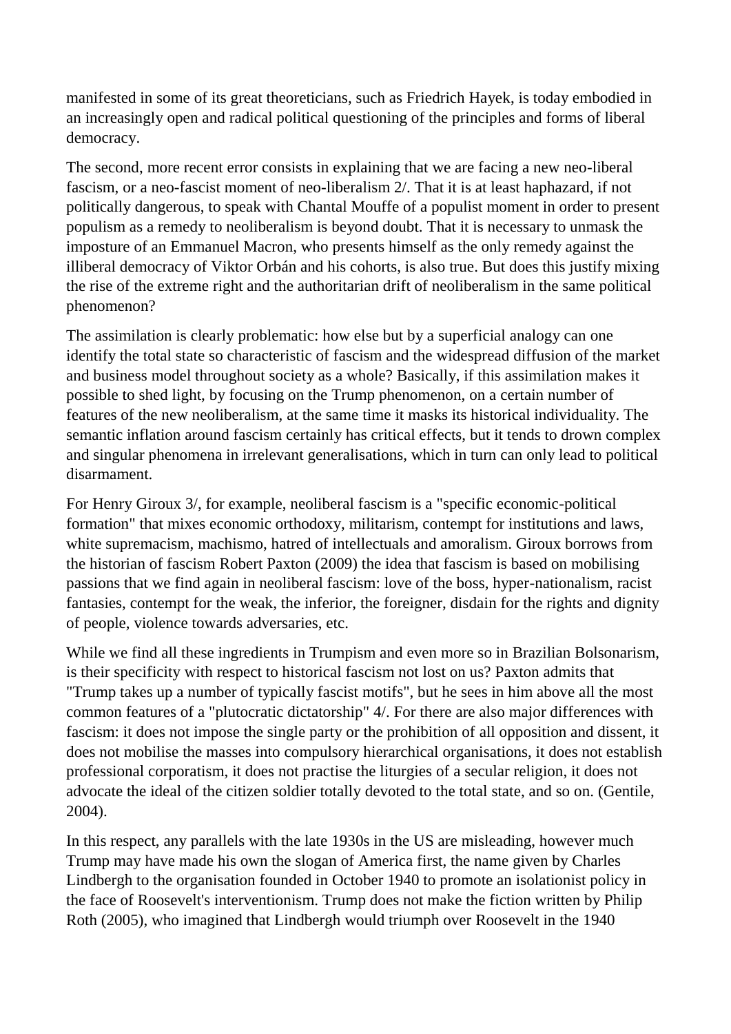manifested in some of its great theoreticians, such as Friedrich Hayek, is today embodied in an increasingly open and radical political questioning of the principles and forms of liberal democracy.

The second, more recent error consists in explaining that we are facing a new neo-liberal fascism, or a neo-fascist moment of neo-liberalism 2/. That it is at least haphazard, if not politically dangerous, to speak with Chantal Mouffe of a populist moment in order to present populism as a remedy to neoliberalism is beyond doubt. That it is necessary to unmask the imposture of an Emmanuel Macron, who presents himself as the only remedy against the illiberal democracy of Viktor Orbán and his cohorts, is also true. But does this justify mixing the rise of the extreme right and the authoritarian drift of neoliberalism in the same political phenomenon?

The assimilation is clearly problematic: how else but by a superficial analogy can one identify the total state so characteristic of fascism and the widespread diffusion of the market and business model throughout society as a whole? Basically, if this assimilation makes it possible to shed light, by focusing on the Trump phenomenon, on a certain number of features of the new neoliberalism, at the same time it masks its historical individuality. The semantic inflation around fascism certainly has critical effects, but it tends to drown complex and singular phenomena in irrelevant generalisations, which in turn can only lead to political disarmament.

For Henry Giroux 3/, for example, neoliberal fascism is a "specific economic-political formation" that mixes economic orthodoxy, militarism, contempt for institutions and laws, white supremacism, machismo, hatred of intellectuals and amoralism. Giroux borrows from the historian of fascism Robert Paxton (2009) the idea that fascism is based on mobilising passions that we find again in neoliberal fascism: love of the boss, hyper-nationalism, racist fantasies, contempt for the weak, the inferior, the foreigner, disdain for the rights and dignity of people, violence towards adversaries, etc.

While we find all these ingredients in Trumpism and even more so in Brazilian Bolsonarism, is their specificity with respect to historical fascism not lost on us? Paxton admits that "Trump takes up a number of typically fascist motifs", but he sees in him above all the most common features of a "plutocratic dictatorship" 4/. For there are also major differences with fascism: it does not impose the single party or the prohibition of all opposition and dissent, it does not mobilise the masses into compulsory hierarchical organisations, it does not establish professional corporatism, it does not practise the liturgies of a secular religion, it does not advocate the ideal of the citizen soldier totally devoted to the total state, and so on. (Gentile, 2004).

In this respect, any parallels with the late 1930s in the US are misleading, however much Trump may have made his own the slogan of America first, the name given by Charles Lindbergh to the organisation founded in October 1940 to promote an isolationist policy in the face of Roosevelt's interventionism. Trump does not make the fiction written by Philip Roth (2005), who imagined that Lindbergh would triumph over Roosevelt in the 1940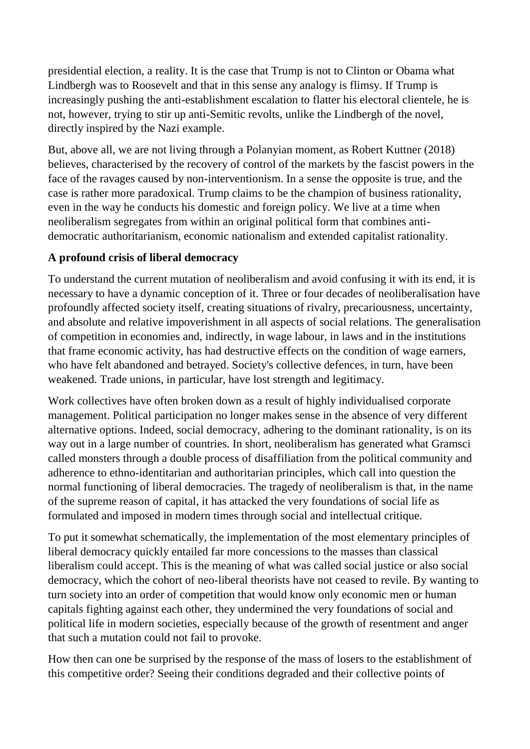presidential election, a reality. It is the case that Trump is not to Clinton or Obama what Lindbergh was to Roosevelt and that in this sense any analogy is flimsy. If Trump is increasingly pushing the anti-establishment escalation to flatter his electoral clientele, he is not, however, trying to stir up anti-Semitic revolts, unlike the Lindbergh of the novel, directly inspired by the Nazi example.

But, above all, we are not living through a Polanyian moment, as Robert Kuttner (2018) believes, characterised by the recovery of control of the markets by the fascist powers in the face of the ravages caused by non-interventionism. In a sense the opposite is true, and the case is rather more paradoxical. Trump claims to be the champion of business rationality, even in the way he conducts his domestic and foreign policy. We live at a time when neoliberalism segregates from within an original political form that combines anti-democratic authoritarianism, economic nationalism and extended capitalist rationality.

**A profound crisis of liberal democracy**

To understand the current mutation of neoliberalism and avoid confusing it with its end, it is necessary to have a dynamic conception of it. Three or four decades of neoliberalisation have profoundly affected society itself, creating situations of rivalry, precariousness, uncertainty, and absolute and relative impoverishment in all aspects of social relations. The generalisation of competition in economies and, indirectly, in wage labour, in laws and in the institutions that frame economic activity, has had destructive effects on the condition of wage earners, who have felt abandoned and betrayed. Society's collective defences, in turn, have been weakened. Trade unions, in particular, have lost strength and legitimacy.

Work collectives have often broken down as a result of highly individualised corporate management. Political participation no longer makes sense in the absence of very different alternative options. Indeed, social democracy, adhering to the dominant rationality, is on its way out in a large number of countries. In short, neoliberalism has generated what Gramsci called monsters through a double process of disaffiliation from the political community and adherence to ethno-identitarian and authoritarian principles, which call into question the normal functioning of liberal democracies. The tragedy of neoliberalism is that, in the name of the supreme reason of capital, it has attacked the very foundations of social life as formulated and imposed in modern times through social and intellectual critique.

To put it somewhat schematically, the implementation of the most elementary principles of liberal democracy quickly entailed far more concessions to the masses than classical liberalism could accept. This is the meaning of what was called social justice or also social democracy, which the cohort of neo-liberal theorists have not ceased to revile. By wanting to turn society into an order of competition that would know only economic men or human capitals fighting against each other, they undermined the very foundations of social and political life in modern societies, especially because of the growth of resentment and anger that such a mutation could not fail to provoke.

How then can one be surprised by the response of the mass of losers to the establishment of this competitive order? Seeing their conditions degraded and their collective points of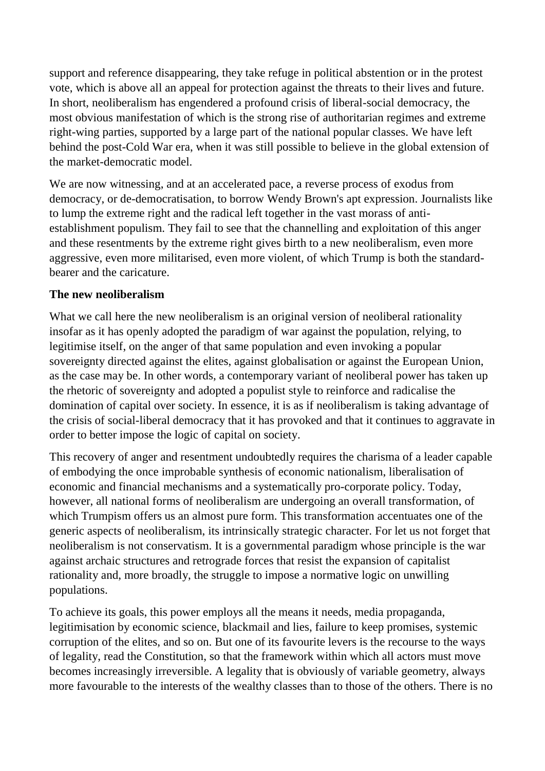support and reference disappearing, they take refuge in political abstention or in the protest vote, which is above all an appeal for protection against the threats to their lives and future. In short, neoliberalism has engendered a profound crisis of liberal-social democracy, the most obvious manifestation of which is the strong rise of authoritarian regimes and extreme right-wing parties, supported by a large part of the national popular classes. We have left behind the post-Cold War era, when it was still possible to believe in the global extension of the market-democratic model.

We are now witnessing, and at an accelerated pace, a reverse process of exodus from democracy, or de-democratisation, to borrow Wendy Brown's apt expression. Journalists like to lump the extreme right and the radical left together in the vast morass of anti-establishment populism. They fail to see that the channelling and exploitation of this anger and these resentments by the extreme right gives birth to a new neoliberalism, even more aggressive, even more militarised, even more violent, of which Trump is both the standard-bearer and the caricature.

**The new neoliberalism**

What we call here the new neoliberalism is an original version of neoliberal rationality insofar as it has openly adopted the paradigm of war against the population, relying, to legitimise itself, on the anger of that same population and even invoking a popular sovereignty directed against the elites, against globalisation or against the European Union, as the case may be. In other words, a contemporary variant of neoliberal power has taken up the rhetoric of sovereignty and adopted a populist style to reinforce and radicalise the domination of capital over society. In essence, it is as if neoliberalism is taking advantage of the crisis of social-liberal democracy that it has provoked and that it continues to aggravate in order to better impose the logic of capital on society.

This recovery of anger and resentment undoubtedly requires the charisma of a leader capable of embodying the once improbable synthesis of economic nationalism, liberalisation of economic and financial mechanisms and a systematically pro-corporate policy. Today, however, all national forms of neoliberalism are undergoing an overall transformation, of which Trumpism offers us an almost pure form. This transformation accentuates one of the generic aspects of neoliberalism, its intrinsically strategic character. For let us not forget that neoliberalism is not conservatism. It is a governmental paradigm whose principle is the war against archaic structures and retrograde forces that resist the expansion of capitalist rationality and, more broadly, the struggle to impose a normative logic on unwilling populations.

To achieve its goals, this power employs all the means it needs, media propaganda, legitimisation by economic science, blackmail and lies, failure to keep promises, systemic corruption of the elites, and so on. But one of its favourite levers is the recourse to the ways of legality, read the Constitution, so that the framework within which all actors must move becomes increasingly irreversible. A legality that is obviously of variable geometry, always more favourable to the interests of the wealthy classes than to those of the others. There is no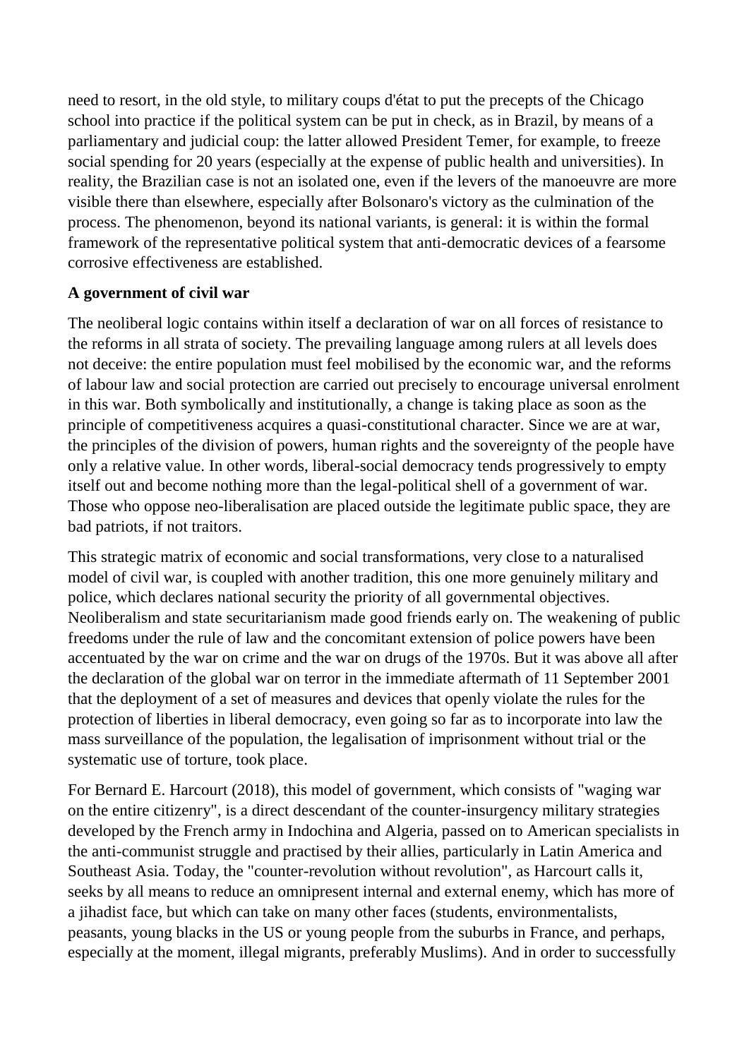need to resort, in the old style, to military coups d'état to put the precepts of the Chicago school into practice if the political system can be put in check, as in Brazil, by means of a parliamentary and judicial coup: the latter allowed President Temer, for example, to freeze social spending for 20 years (especially at the expense of public health and universities). In reality, the Brazilian case is not an isolated one, even if the levers of the manoeuvre are more visible there than elsewhere, especially after Bolsonaro's victory as the culmination of the process. The phenomenon, beyond its national variants, is general: it is within the formal framework of the representative political system that anti-democratic devices of a fearsome corrosive effectiveness are established.

**A government of civil war**

The neoliberal logic contains within itself a declaration of war on all forces of resistance to the reforms in all strata of society. The prevailing language among rulers at all levels does not deceive: the entire population must feel mobilised by the economic war, and the reforms of labour law and social protection are carried out precisely to encourage universal enrolment in this war. Both symbolically and institutionally, a change is taking place as soon as the principle of competitiveness acquires a quasi-constitutional character. Since we are at war, the principles of the division of powers, human rights and the sovereignty of the people have only a relative value. In other words, liberal-social democracy tends progressively to empty itself out and become nothing more than the legal-political shell of a government of war. Those who oppose neo-liberalisation are placed outside the legitimate public space, they are bad patriots, if not traitors.

This strategic matrix of economic and social transformations, very close to a naturalised model of civil war, is coupled with another tradition, this one more genuinely military and police, which declares national security the priority of all governmental objectives. Neoliberalism and state securitarianism made good friends early on. The weakening of public freedoms under the rule of law and the concomitant extension of police powers have been accentuated by the war on crime and the war on drugs of the 1970s. But it was above all after the declaration of the global war on terror in the immediate aftermath of 11 September 2001 that the deployment of a set of measures and devices that openly violate the rules for the protection of liberties in liberal democracy, even going so far as to incorporate into law the mass surveillance of the population, the legalisation of imprisonment without trial or the systematic use of torture, took place.

For Bernard E. Harcourt (2018), this model of government, which consists of "waging war on the entire citizenry", is a direct descendant of the counter-insurgency military strategies developed by the French army in Indochina and Algeria, passed on to American specialists in the anti-communist struggle and practised by their allies, particularly in Latin America and Southeast Asia. Today, the "counter-revolution without revolution", as Harcourt calls it, seeks by all means to reduce an omnipresent internal and external enemy, which has more of a jihadist face, but which can take on many other faces (students, environmentalists, peasants, young blacks in the US or young people from the suburbs in France, and perhaps, especially at the moment, illegal migrants, preferably Muslims). And in order to successfully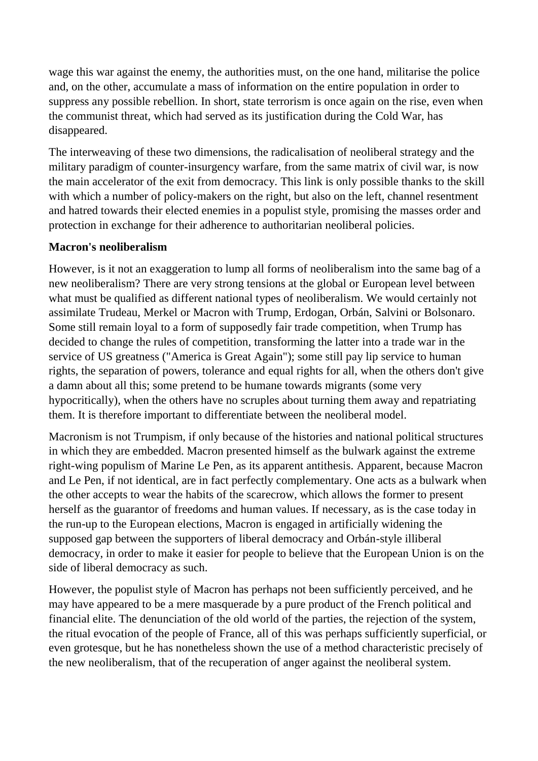wage this war against the enemy, the authorities must, on the one hand, militarise the police and, on the other, accumulate a mass of information on the entire population in order to suppress any possible rebellion. In short, state terrorism is once again on the rise, even when the communist threat, which had served as its justification during the Cold War, has disappeared.

The interweaving of these two dimensions, the radicalisation of neoliberal strategy and the military paradigm of counter-insurgency warfare, from the same matrix of civil war, is now the main accelerator of the exit from democracy. This link is only possible thanks to the skill with which a number of policy-makers on the right, but also on the left, channel resentment and hatred towards their elected enemies in a populist style, promising the masses order and protection in exchange for their adherence to authoritarian neoliberal policies.

**Macron's neoliberalism**

However, is it not an exaggeration to lump all forms of neoliberalism into the same bag of a new neoliberalism? There are very strong tensions at the global or European level between what must be qualified as different national types of neoliberalism. We would certainly not assimilate Trudeau, Merkel or Macron with Trump, Erdogan, Orbán, Salvini or Bolsonaro. Some still remain loyal to a form of supposedly fair trade competition, when Trump has decided to change the rules of competition, transforming the latter into a trade war in the service of US greatness ("America is Great Again"); some still pay lip service to human rights, the separation of powers, tolerance and equal rights for all, when the others don't give a damn about all this; some pretend to be humane towards migrants (some very hypocritically), when the others have no scruples about turning them away and repatriating them. It is therefore important to differentiate between the neoliberal model.

Macronism is not Trumpism, if only because of the histories and national political structures in which they are embedded. Macron presented himself as the bulwark against the extreme right-wing populism of Marine Le Pen, as its apparent antithesis. Apparent, because Macron and Le Pen, if not identical, are in fact perfectly complementary. One acts as a bulwark when the other accepts to wear the habits of the scarecrow, which allows the former to present herself as the guarantor of freedoms and human values. If necessary, as is the case today in the run-up to the European elections, Macron is engaged in artificially widening the supposed gap between the supporters of liberal democracy and Orbán-style illiberal democracy, in order to make it easier for people to believe that the European Union is on the side of liberal democracy as such.

However, the populist style of Macron has perhaps not been sufficiently perceived, and he may have appeared to be a mere masquerade by a pure product of the French political and financial elite. The denunciation of the old world of the parties, the rejection of the system, the ritual evocation of the people of France, all of this was perhaps sufficiently superficial, or even grotesque, but he has nonetheless shown the use of a method characteristic precisely of the new neoliberalism, that of the recuperation of anger against the neoliberal system.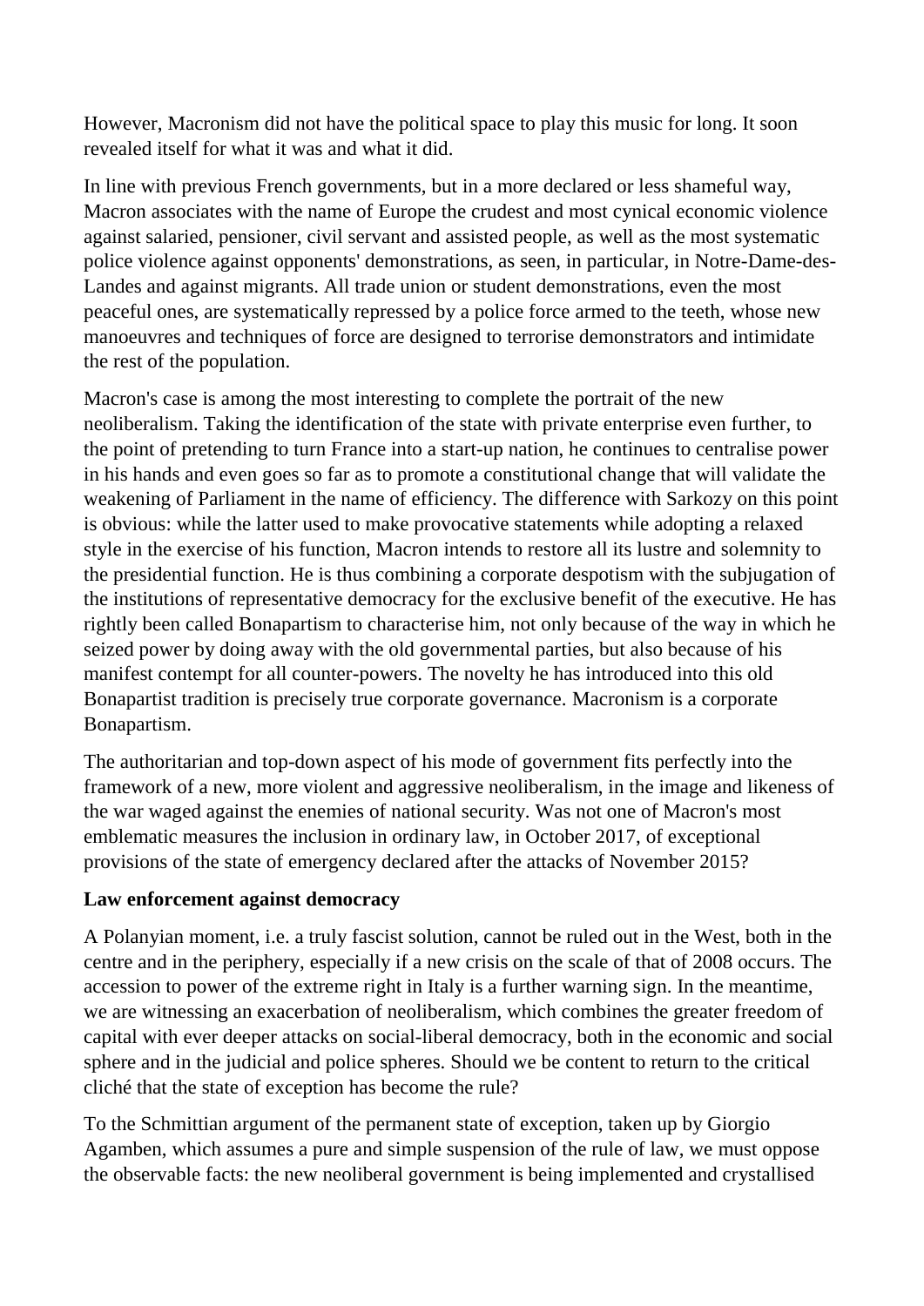However, Macronism did not have the political space to play this music for long. It soon revealed itself for what it was and what it did.

In line with previous French governments, but in a more declared or less shameful way, Macron associates with the name of Europe the crudest and most cynical economic violence against salaried, pensioner, civil servant and assisted people, as well as the most systematic police violence against opponents' demonstrations, as seen, in particular, in Notre-Dame-des-Landes and against migrants. All trade union or student demonstrations, even the most peaceful ones, are systematically repressed by a police force armed to the teeth, whose new manoeuvres and techniques of force are designed to terrorise demonstrators and intimidate the rest of the population.

Macron's case is among the most interesting to complete the portrait of the new neoliberalism. Taking the identification of the state with private enterprise even further, to the point of pretending to turn France into a start-up nation, he continues to centralise power in his hands and even goes so far as to promote a constitutional change that will validate the weakening of Parliament in the name of efficiency. The difference with Sarkozy on this point is obvious: while the latter used to make provocative statements while adopting a relaxed style in the exercise of his function, Macron intends to restore all its lustre and solemnity to the presidential function. He is thus combining a corporate despotism with the subjugation of the institutions of representative democracy for the exclusive benefit of the executive. He has rightly been called Bonapartism to characterise him, not only because of the way in which he seized power by doing away with the old governmental parties, but also because of his manifest contempt for all counter-powers. The novelty he has introduced into this old Bonapartist tradition is precisely true corporate governance. Macronism is a corporate Bonapartism.

The authoritarian and top-down aspect of his mode of government fits perfectly into the framework of a new, more violent and aggressive neoliberalism, in the image and likeness of the war waged against the enemies of national security. Was not one of Macron's most emblematic measures the inclusion in ordinary law, in October 2017, of exceptional provisions of the state of emergency declared after the attacks of November 2015?

**Law enforcement against democracy**

A Polanyian moment, i.e. a truly fascist solution, cannot be ruled out in the West, both in the centre and in the periphery, especially if a new crisis on the scale of that of 2008 occurs. The accession to power of the extreme right in Italy is a further warning sign. In the meantime, we are witnessing an exacerbation of neoliberalism, which combines the greater freedom of capital with ever deeper attacks on social-liberal democracy, both in the economic and social sphere and in the judicial and police spheres. Should we be content to return to the critical cliché that the state of exception has become the rule?

To the Schmittian argument of the permanent state of exception, taken up by Giorgio Agamben, which assumes a pure and simple suspension of the rule of law, we must oppose the observable facts: the new neoliberal government is being implemented and crystallised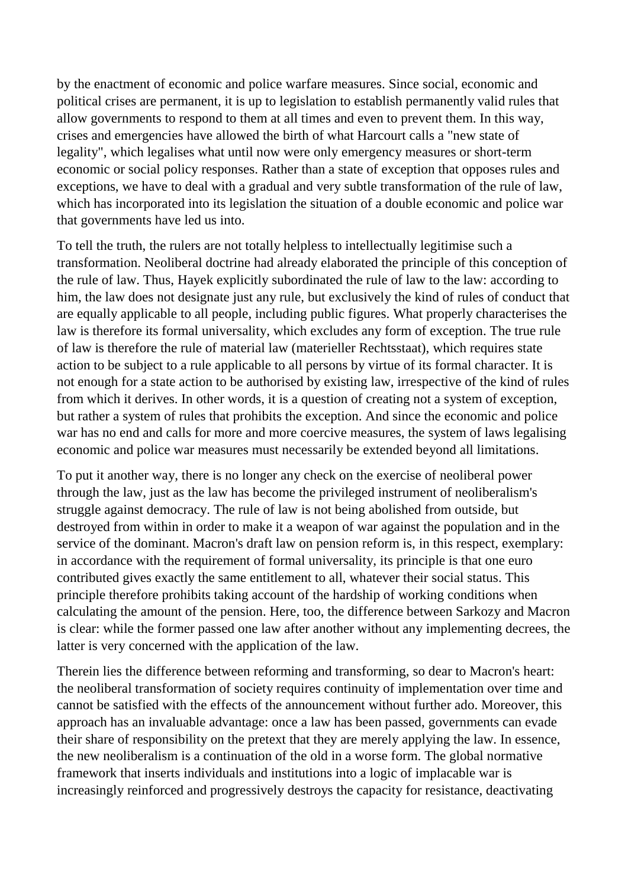by the enactment of economic and police warfare measures. Since social, economic and political crises are permanent, it is up to legislation to establish permanently valid rules that allow governments to respond to them at all times and even to prevent them. In this way, crises and emergencies have allowed the birth of what Harcourt calls a "new state of legality", which legalises what until now were only emergency measures or short-term economic or social policy responses. Rather than a state of exception that opposes rules and exceptions, we have to deal with a gradual and very subtle transformation of the rule of law, which has incorporated into its legislation the situation of a double economic and police war that governments have led us into.

To tell the truth, the rulers are not totally helpless to intellectually legitimise such a transformation. Neoliberal doctrine had already elaborated the principle of this conception of the rule of law. Thus, Hayek explicitly subordinated the rule of law to the law: according to him, the law does not designate just any rule, but exclusively the kind of rules of conduct that are equally applicable to all people, including public figures. What properly characterises the law is therefore its formal universality, which excludes any form of exception. The true rule of law is therefore the rule of material law (materieller Rechtsstaat), which requires state action to be subject to a rule applicable to all persons by virtue of its formal character. It is not enough for a state action to be authorised by existing law, irrespective of the kind of rules from which it derives. In other words, it is a question of creating not a system of exception, but rather a system of rules that prohibits the exception. And since the economic and police war has no end and calls for more and more coercive measures, the system of laws legalising economic and police war measures must necessarily be extended beyond all limitations.

To put it another way, there is no longer any check on the exercise of neoliberal power through the law, just as the law has become the privileged instrument of neoliberalism's struggle against democracy. The rule of law is not being abolished from outside, but destroyed from within in order to make it a weapon of war against the population and in the service of the dominant. Macron's draft law on pension reform is, in this respect, exemplary: in accordance with the requirement of formal universality, its principle is that one euro contributed gives exactly the same entitlement to all, whatever their social status. This principle therefore prohibits taking account of the hardship of working conditions when calculating the amount of the pension. Here, too, the difference between Sarkozy and Macron is clear: while the former passed one law after another without any implementing decrees, the latter is very concerned with the application of the law.

Therein lies the difference between reforming and transforming, so dear to Macron's heart: the neoliberal transformation of society requires continuity of implementation over time and cannot be satisfied with the effects of the announcement without further ado. Moreover, this approach has an invaluable advantage: once a law has been passed, governments can evade their share of responsibility on the pretext that they are merely applying the law. In essence, the new neoliberalism is a continuation of the old in a worse form. The global normative framework that inserts individuals and institutions into a logic of implacable war is increasingly reinforced and progressively destroys the capacity for resistance, deactivating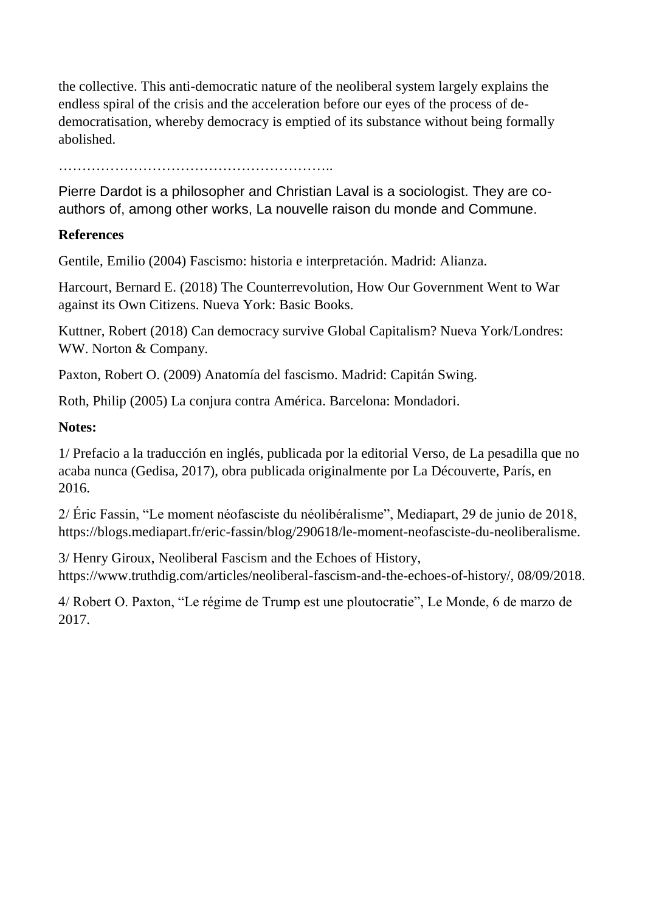the collective. This anti-democratic nature of the neoliberal system largely explains the endless spiral of the crisis and the acceleration before our eyes of the process of de-democratisation, whereby democracy is emptied of its substance without being formally abolished.

…………………………………………………..

Pierre Dardot is a philosopher and Christian Laval is a sociologist. They are co-authors of, among other works, La nouvelle raison du monde and Commune.

**References**

Gentile, Emilio (2004) Fascismo: historia e interpretación. Madrid: Alianza.

Harcourt, Bernard E. (2018) The Counterrevolution, How Our Government Went to War against its Own Citizens. Nueva York: Basic Books.

Kuttner, Robert (2018) Can democracy survive Global Capitalism? Nueva York/Londres: WW. Norton & Company.

Paxton, Robert O. (2009) Anatomía del fascismo. Madrid: Capitán Swing.

Roth, Philip (2005) La conjura contra América. Barcelona: Mondadori.

**Notes:**

1/ Prefacio a la traducción en inglés, publicada por la editorial Verso, de La pesadilla que no acaba nunca (Gedisa, 2017), obra publicada originalmente por La Découverte, París, en 2016.

2/ Éric Fassin, "Le moment néofasciste du néolibéralisme", Mediapart, 29 de junio de 2018, https://blogs.mediapart.fr/eric-fassin/blog/290618/le-moment-neofasciste-du-neoliberalisme.

3/ Henry Giroux, Neoliberal Fascism and the Echoes of History, https://www.truthdig.com/articles/neoliberal-fascism-and-the-echoes-of-history/, 08/09/2018.

4/ Robert O. Paxton, "Le régime de Trump est une ploutocratie", Le Monde, 6 de marzo de 2017.